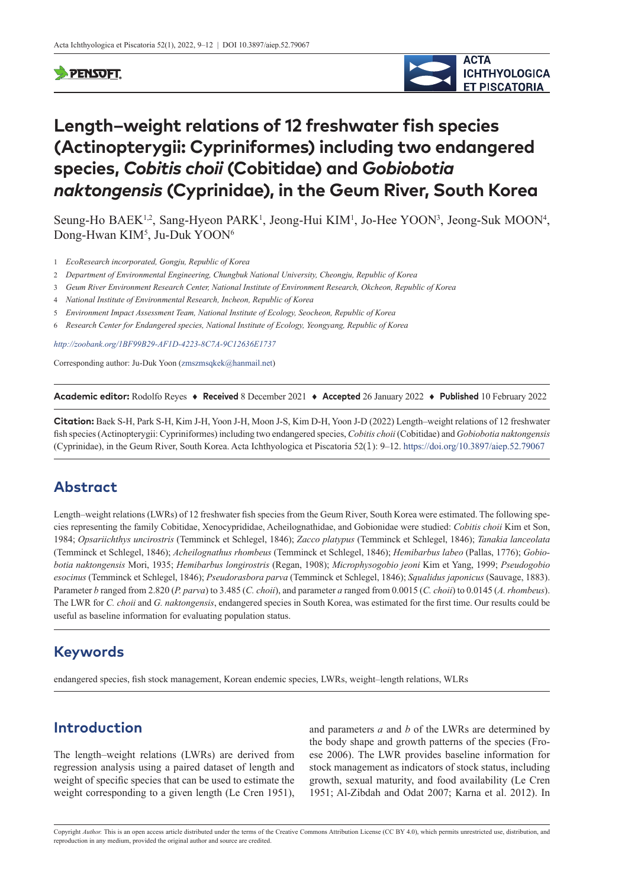# Length–weight relations of 12 freshwater fish species (Actinopterygii: Cypriniformes) including two endangered species, *Cobitis choii* (Cobitidae) and *Gobiobotia naktongensis* (Cyprinidae), in the Geum River, South Korea

Seung-Ho BAEK[1,2], Sang-Hyeon PARK[1], Jeong-Hui KIM[1], Jo-Hee YOON[3], Jeong-Suk MOON[4], Dong-Hwan KIM[5], Ju-Duk YOON[6]

1 *EcoResearch incorporated, Gongju, Republic of Korea*

2 *Department of Environmental Engineering, Chungbuk National University, Cheongju, Republic of Korea*

3 *Geum River Environment Research Center, National Institute of Environment Research, Okcheon, Republic of Korea*

4 *National Institute of Environmental Research, Incheon, Republic of Korea*

5 *Environment Impact Assessment Team, National Institute of Ecology, Seocheon, Republic of Korea*

6 *Research Center for Endangered species, National Institute of Ecology, Yeongyang, Republic of Korea*

*http://zoobank.org/1BF99B29-AF1D-4223-8C7A-9C12636E1737*

Corresponding author: Ju-Duk Yoon (zmszmsqkek@hanmail.net)

**Academic editor:** Rodolfo Reyes ♦ **Received** 8 December 2021 ♦ **Accepted** 26 January 2022 ♦ **Published** 10 February 2022

**Citation:** Baek S-H, Park S-H, Kim J-H, Yoon J-H, Moon J-S, Kim D-H, Yoon J-D (2022) Length–weight relations of 12 freshwater fish species (Actinopterygii: Cypriniformes) including two endangered species, *Cobitis choii* (Cobitidae) and *Gobiobotia naktongensis* (Cyprinidae), in the Geum River, South Korea. Acta Ichthyologica et Piscatoria 52(1): 9–12. https://doi.org/10.3897/aiep.52.79067

## Abstract

Length–weight relations (LWRs) of 12 freshwater fish species from the Geum River, South Korea were estimated. The following species representing the family Cobitidae, Xenocyprididae, Acheilognathidae, and Gobionidae were studied: *Cobitis choii* Kim et Son, 1984; *Opsariichthys uncirostris* (Temminck et Schlegel, 1846); *Zacco platypus* (Temminck et Schlegel, 1846); *Tanakia lanceolata* (Temminck et Schlegel, 1846); *Acheilognathus rhombeus* (Temminck et Schlegel, 1846); *Hemibarbus labeo* (Pallas, 1776); *Gobiobotia naktongensis* Mori, 1935; *Hemibarbus longirostris* (Regan, 1908); *Microphysogobio jeoni* Kim et Yang, 1999; *Pseudogobio esocinus* (Temminck et Schlegel, 1846); *Pseudorasbora parva* (Temminck et Schlegel, 1846); *Squalidus japonicus* (Sauvage, 1883). Parameter *b* ranged from 2.820 (*P. parva*) to 3.485 (*C. choii*), and parameter *a* ranged from 0.0015 (*C. choii*) to 0.0145 (*A. rhombeus*). The LWR for *C. choii* and *G. naktongensis*, endangered species in South Korea, was estimated for the first time. Our results could be useful as baseline information for evaluating population status.

## Keywords

endangered species, fish stock management, Korean endemic species, LWRs, weight–length relations, WLRs

## Introduction

The length–weight relations (LWRs) are derived from regression analysis using a paired dataset of length and weight of specific species that can be used to estimate the weight corresponding to a given length (Le Cren 1951), and parameters *a* and *b* of the LWRs are determined by the body shape and growth patterns of the species (Froese 2006). The LWR provides baseline information for stock management as indicators of stock status, including growth, sexual maturity, and food availability (Le Cren 1951; Al-Zibdah and Odat 2007; Karna et al. 2012). In

Copyright *Author.* This is an open access article distributed under the terms of the Creative Commons Attribution License (CC BY 4.0), which permits unrestricted use, distribution, and reproduction in any medium, provided the original author and source are credited.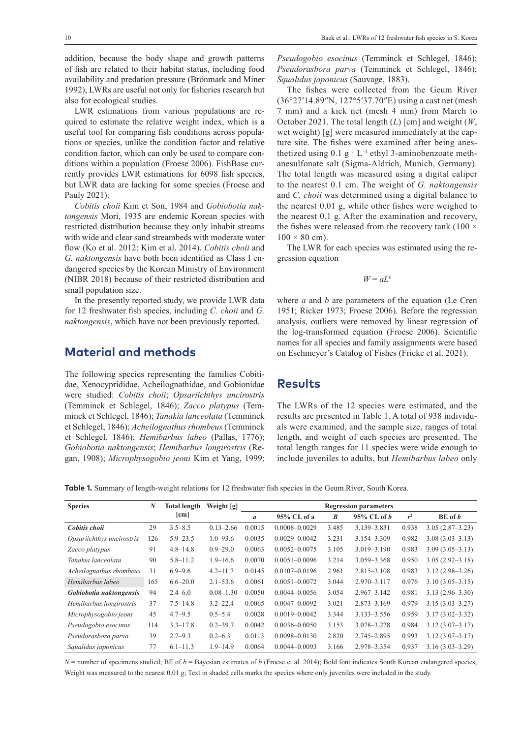addition, because the body shape and growth patterns of fish are related to their habitat status, including food availability and predation pressure (Brönmark and Miner 1992), LWRs are useful not only for fisheries research but also for ecological studies.

LWR estimations from various populations are required to estimate the relative weight index, which is a useful tool for comparing fish conditions across populations or species, unlike the condition factor and relative condition factor, which can only be used to compare conditions within a population (Froese 2006). FishBase currently provides LWR estimations for 6098 fish species, but LWR data are lacking for some species (Froese and Pauly 2021).

*Cobitis choii* Kim et Son, 1984 and *Gobiobotia naktongensis* Mori, 1935 are endemic Korean species with restricted distribution because they only inhabit streams with wide and clear sand streambeds with moderate water flow (Ko et al. 2012; Kim et al. 2014). *Cobitis choii* and *G. naktongensis* have both been identified as Class I endangered species by the Korean Ministry of Environment (NIBR 2018) because of their restricted distribution and small population size.

In the presently reported study, we provide LWR data for 12 freshwater fish species, including *C. choii* and *G. naktongensis*, which have not been previously reported.

## Material and methods

The following species representing the families Cobitidae, Xenocyprididae, Acheilognathidae, and Gobionidae were studied: *Cobitis choii*; *Opsariichthys uncirostris* (Temminck et Schlegel, 1846); *Zacco platypus* (Temminck et Schlegel, 1846); *Tanakia lanceolata* (Temminck et Schlegel, 1846); *Acheilognathus rhombeus* (Temminck et Schlegel, 1846); *Hemibarbus labeo* (Pallas, 1776); *Gobiobotia naktongensis*; *Hemibarbus longirostris* (Regan, 1908); *Microphysogobio jeoni* Kim et Yang, 1999; *Pseudogobio esocinus* (Temminck et Schlegel, 1846); *Pseudorasbora parva* (Temminck et Schlegel, 1846); *Squalidus japonicus* (Sauvage, 1883).

The fishes were collected from the Geum River (36°27′14.89″N, 127°5′37.70″E) using a cast net (mesh 7 mm) and a kick net (mesh 4 mm) from March to October 2021. The total length ($L$) [cm] and weight ($W$, wet weight) [g] were measured immediately at the capture site. The fishes were examined after being anesthetized using 0.1 g $\cdot$ L$^{-1}$ ethyl 3-aminobenzoate methanesulfonate salt (Sigma-Aldrich, Munich, Germany). The total length was measured using a digital caliper to the nearest 0.1 cm. The weight of *G. naktongensis* and *C. choii* was determined using a digital balance to the nearest 0.01 g, while other fishes were weighed to the nearest 0.1 g. After the examination and recovery, the fishes were released from the recovery tank ($100 \times 100 \times 80$ cm).

The LWR for each species was estimated using the regression equation

$$W = aL^b$$

where $a$ and $b$ are parameters of the equation (Le Cren 1951; Ricker 1973; Froese 2006). Before the regression analysis, outliers were removed by linear regression of the log-transformed equation (Froese 2006). Scientific names for all species and family assignments were based on Eschmeyer's Catalog of Fishes (Fricke et al. 2021).

## Results

The LWRs of the 12 species were estimated, and the results are presented in Table 1. A total of 938 individuals were examined, and the sample size, ranges of total length, and weight of each species are presented. The total length ranges for 11 species were wide enough to include juveniles to adults, but *Hemibarbus labeo* only

**Table 1.** Summary of length-weight relations for 12 freshwater fish species in the Geum River, South Korea.

| Species | $N$ | Total length [cm] | Weight [g] | Regression parameters | | | | | |
|---|---|---|---|---|---|---|---|---|---|
| | | | | $a$ | 95% CL of a | $B$ | 95% CL of $b$ | $r^2$ | BE of $b$ |
| ***Cobitis choii*** | 29 | 3.5–8.5 | 0.13–2.66 | 0.0015 | 0.0008–0.0029 | 3.485 | 3.139–3.831 | 0.938 | 3.05 (2.87–3.23) |
| *Opsariichthys uncirostris* | 126 | 5.9–23.5 | 1.0–93.6 | 0.0035 | 0.0029–0.0042 | 3.231 | 3.154–3.309 | 0.982 | 3.08 (3.03–3.13) |
| *Zacco platypus* | 91 | 4.8–14.8 | 0.9–29.0 | 0.0063 | 0.0052–0.0075 | 3.105 | 3.019–3.190 | 0.983 | 3.09 (3.05–3.13) |
| *Tanakia lanceolata* | 90 | 5.8–11.2 | 1.9–16.6 | 0.0070 | 0.0051–0.0096 | 3.214 | 3.059–3.368 | 0.950 | 3.05 (2.92–3.18) |
| *Acheilognathus rhombeus* | 31 | 6.9–9.6 | 4.2–11.7 | 0.0145 | 0.0107–0.0196 | 2.961 | 2.815–3.108 | 0.983 | 3.12 (2.98–3.26) |
| *Hemibarbus labeo* | 165 | 6.6–20.0 | 2.1–53.6 | 0.0061 | 0.0051–0.0072 | 3.044 | 2.970–3.117 | 0.976 | 3.10 (3.05–3.15) |
| ***Gobiobotia naktongensis*** | 94 | 2.4–6.0 | 0.08–1.30 | 0.0050 | 0.0044–0.0056 | 3.054 | 2.967–3.142 | 0.981 | 3.13 (2.96–3.30) |
| *Hemibarbus longirostris* | 37 | 7.5–14.8 | 3.2–22.4 | 0.0065 | 0.0047–0.0092 | 3.021 | 2.873–3.169 | 0.979 | 3.15 (3.03–3.27) |
| *Microphysogobio jeoni* | 45 | 4.7–9.5 | 0.5–5.4 | 0.0028 | 0.0019–0.0042 | 3.344 | 3.133–3.556 | 0.959 | 3.17 (3.02–3.32) |
| *Pseudogobio esocinus* | 114 | 3.3–17.8 | 0.2–39.7 | 0.0042 | 0.0036–0.0050 | 3.153 | 3.078–3.228 | 0.984 | 3.12 (3.07–3.17) |
| *Pseudorasbora parva* | 39 | 2.7–9.3 | 0.2–6.3 | 0.0113 | 0.0098–0.0130 | 2.820 | 2.745–2.895 | 0.993 | 3.12 (3.07–3.17) |
| *Squalidus japonicus* | 77 | 6.1–11.3 | 1.9–14.9 | 0.0064 | 0.0044–0.0093 | 3.166 | 2.978–3.354 | 0.937 | 3.16 (3.03–3.29) |

$N$ = number of specimens studied; BE of $b$ = Bayesian estimates of $b$ (Froese et al. 2014); Bold font indicates South Korean endangered species; Weight was measured to the nearest 0.01 g; Text in shaded cells marks the species where only juveniles were included in the study.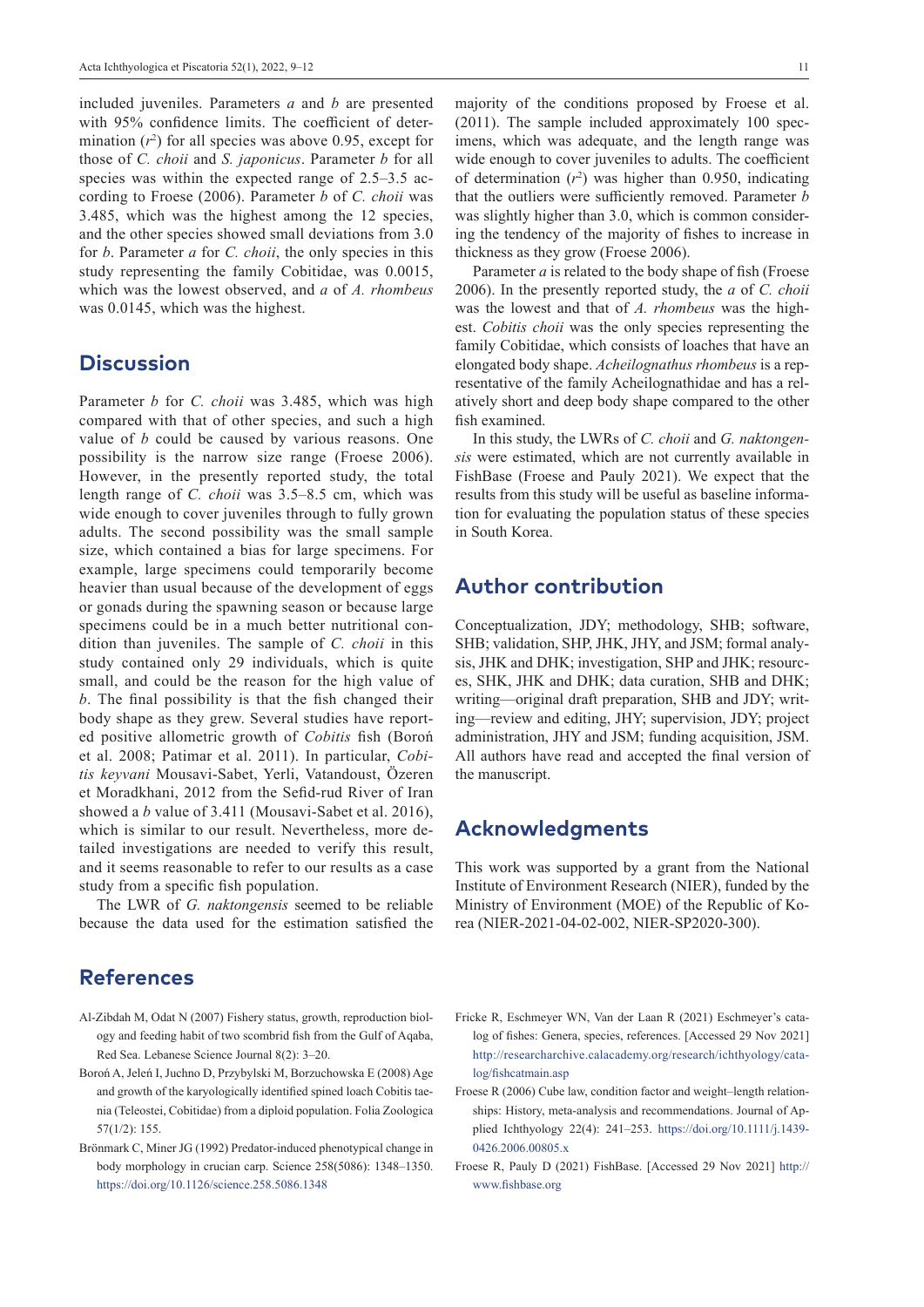included juveniles. Parameters *a* and *b* are presented with 95% confidence limits. The coefficient of determination ($r^2$) for all species was above 0.95, except for those of *C. choii* and *S. japonicus*. Parameter *b* for all species was within the expected range of 2.5–3.5 according to Froese (2006). Parameter *b* of *C. choii* was 3.485, which was the highest among the 12 species, and the other species showed small deviations from 3.0 for *b*. Parameter *a* for *C. choii*, the only species in this study representing the family Cobitidae, was 0.0015, which was the lowest observed, and *a* of *A. rhombeus* was 0.0145, which was the highest.

## Discussion

Parameter *b* for *C. choii* was 3.485, which was high compared with that of other species, and such a high value of *b* could be caused by various reasons. One possibility is the narrow size range (Froese 2006). However, in the presently reported study, the total length range of *C. choii* was 3.5–8.5 cm, which was wide enough to cover juveniles through to fully grown adults. The second possibility was the small sample size, which contained a bias for large specimens. For example, large specimens could temporarily become heavier than usual because of the development of eggs or gonads during the spawning season or because large specimens could be in a much better nutritional condition than juveniles. The sample of *C. choii* in this study contained only 29 individuals, which is quite small, and could be the reason for the high value of *b*. The final possibility is that the fish changed their body shape as they grew. Several studies have reported positive allometric growth of *Cobitis* fish (Boroń et al. 2008; Patimar et al. 2011). In particular, *Cobitis keyvani* Mousavi-Sabet, Yerli, Vatandoust, Özeren et Moradkhani, 2012 from the Sefid-rud River of Iran showed a *b* value of 3.411 (Mousavi-Sabet et al. 2016), which is similar to our result. Nevertheless, more detailed investigations are needed to verify this result, and it seems reasonable to refer to our results as a case study from a specific fish population.

The LWR of *G. naktongensis* seemed to be reliable because the data used for the estimation satisfied the majority of the conditions proposed by Froese et al. (2011). The sample included approximately 100 specimens, which was adequate, and the length range was wide enough to cover juveniles to adults. The coefficient of determination ($r^2$) was higher than 0.950, indicating that the outliers were sufficiently removed. Parameter *b* was slightly higher than 3.0, which is common considering the tendency of the majority of fishes to increase in thickness as they grow (Froese 2006).

Parameter *a* is related to the body shape of fish (Froese 2006). In the presently reported study, the *a* of *C. choii* was the lowest and that of *A. rhombeus* was the highest. *Cobitis choii* was the only species representing the family Cobitidae, which consists of loaches that have an elongated body shape. *Acheilognathus rhombeus* is a representative of the family Acheilognathidae and has a relatively short and deep body shape compared to the other fish examined.

In this study, the LWRs of *C. choii* and *G. naktongensis* were estimated, which are not currently available in FishBase (Froese and Pauly 2021). We expect that the results from this study will be useful as baseline information for evaluating the population status of these species in South Korea.

## Author contribution

Conceptualization, JDY; methodology, SHB; software, SHB; validation, SHP, JHK, JHY, and JSM; formal analysis, JHK and DHK; investigation, SHP and JHK; resources, SHK, JHK and DHK; data curation, SHB and DHK; writing—original draft preparation, SHB and JDY; writing—review and editing, JHY; supervision, JDY; project administration, JHY and JSM; funding acquisition, JSM. All authors have read and accepted the final version of the manuscript.

## Acknowledgments

This work was supported by a grant from the National Institute of Environment Research (NIER), funded by the Ministry of Environment (MOE) of the Republic of Korea (NIER-2021-04-02-002, NIER-SP2020-300).

## References

Al-Zibdah M, Odat N (2007) Fishery status, growth, reproduction biology and feeding habit of two scombrid fish from the Gulf of Aqaba, Red Sea. Lebanese Science Journal 8(2): 3–20.

Boroń A, Jeleń I, Juchno D, Przybylski M, Borzuchowska E (2008) Age and growth of the karyologically identified spined loach Cobitis taenia (Teleostei, Cobitidae) from a diploid population. Folia Zoologica 57(1/2): 155.

Brönmark C, Miner JG (1992) Predator-induced phenotypical change in body morphology in crucian carp. Science 258(5086): 1348–1350. https://doi.org/10.1126/science.258.5086.1348

Fricke R, Eschmeyer WN, Van der Laan R (2021) Eschmeyer's catalog of fishes: Genera, species, references. [Accessed 29 Nov 2021] http://researcharchive.calacademy.org/research/ichthyology/catalog/fishcatmain.asp

Froese R (2006) Cube law, condition factor and weight–length relationships: History, meta-analysis and recommendations. Journal of Applied Ichthyology 22(4): 241–253. https://doi.org/10.1111/j.1439-0426.2006.00805.x

Froese R, Pauly D (2021) FishBase. [Accessed 29 Nov 2021] http://www.fishbase.org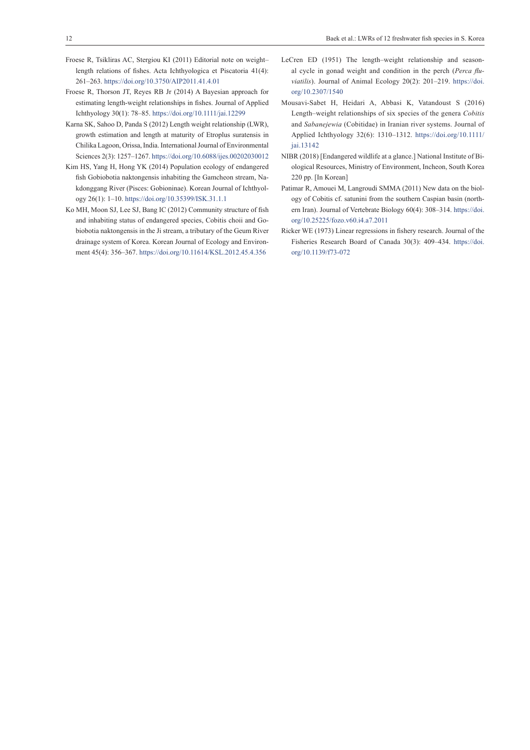Froese R, Tsikliras AC, Stergiou KI (2011) Editorial note on weight–length relations of fishes. Acta Ichthyologica et Piscatoria 41(4): 261–263. https://doi.org/10.3750/AIP2011.41.4.01

Froese R, Thorson JT, Reyes RB Jr (2014) A Bayesian approach for estimating length-weight relationships in fishes. Journal of Applied Ichthyology 30(1): 78–85. https://doi.org/10.1111/jai.12299

Karna SK, Sahoo D, Panda S (2012) Length weight relationship (LWR), growth estimation and length at maturity of Etroplus suratensis in Chilika Lagoon, Orissa, India. International Journal of Environmental Sciences 2(3): 1257–1267. https://doi.org/10.6088/ijes.00202030012

Kim HS, Yang H, Hong YK (2014) Population ecology of endangered fish Gobiobotia naktongensis inhabiting the Gamcheon stream, Nakdonggang River (Pisces: Gobioninae). Korean Journal of Ichthyology 26(1): 1–10. https://doi.org/10.35399/ISK.31.1.1

Ko MH, Moon SJ, Lee SJ, Bang IC (2012) Community structure of fish and inhabiting status of endangered species, Cobitis choii and Gobiobotia naktongensis in the Ji stream, a tributary of the Geum River drainage system of Korea. Korean Journal of Ecology and Environment 45(4): 356–367. https://doi.org/10.11614/KSL.2012.45.4.356

LeCren ED (1951) The length–weight relationship and seasonal cycle in gonad weight and condition in the perch (*Perca fluviatilis*). Journal of Animal Ecology 20(2): 201–219. https://doi.org/10.2307/1540

Mousavi-Sabet H, Heidari A, Abbasi K, Vatandoust S (2016) Length–weight relationships of six species of the genera *Cobitis* and *Sabanejewia* (Cobitidae) in Iranian river systems. Journal of Applied Ichthyology 32(6): 1310–1312. https://doi.org/10.1111/jai.13142

NIBR (2018) [Endangered wildlife at a glance.] National Institute of Biological Resources, Ministry of Environment, Incheon, South Korea 220 pp. [In Korean]

Patimar R, Amouei M, Langroudi SMMA (2011) New data on the biology of Cobitis cf. satunini from the southern Caspian basin (northern Iran). Journal of Vertebrate Biology 60(4): 308–314. https://doi.org/10.25225/fozo.v60.i4.a7.2011

Ricker WE (1973) Linear regressions in fishery research. Journal of the Fisheries Research Board of Canada 30(3): 409–434. https://doi.org/10.1139/f73-072